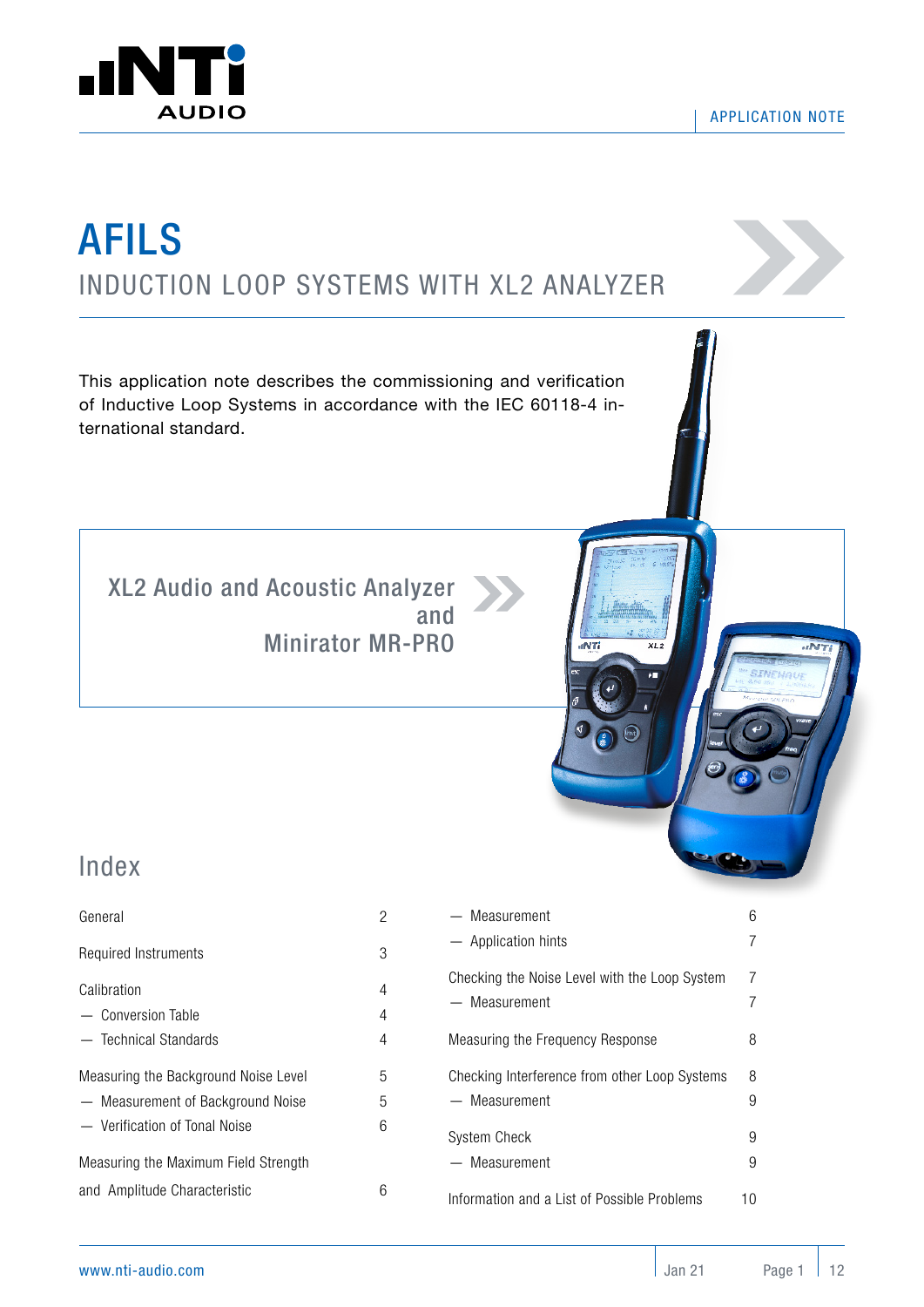# AFILS

## INDUCTION LOOP SYSTEMS WITH XL2 ANALYZER

This application note describes the commissioning and verification of Inductive Loop Systems in accordance with the IEC 60118-4 international standard.

XL2 Audio and Acoustic Analyzer and Minirator MR-PRO

## Index

| | |
|---|---|
| General | 2 |
| Required Instruments | 3 |
| Calibration | 4 |
| — Conversion Table | 4 |
| — Technical Standards | 4 |
| Measuring the Background Noise Level | 5 |
| — Measurement of Background Noise | 5 |
| — Verification of Tonal Noise | 6 |
| Measuring the Maximum Field Strength and Amplitude Characteristic | 6 |
| — Measurement | 6 |
| — Application hints | 7 |
| Checking the Noise Level with the Loop System | 7 |
| — Measurement | 7 |
| Measuring the Frequency Response | 8 |
| Checking Interference from other Loop Systems | 8 |
| — Measurement | 9 |
| System Check | 9 |
| — Measurement | 9 |
| Information and a List of Possible Problems | 10 |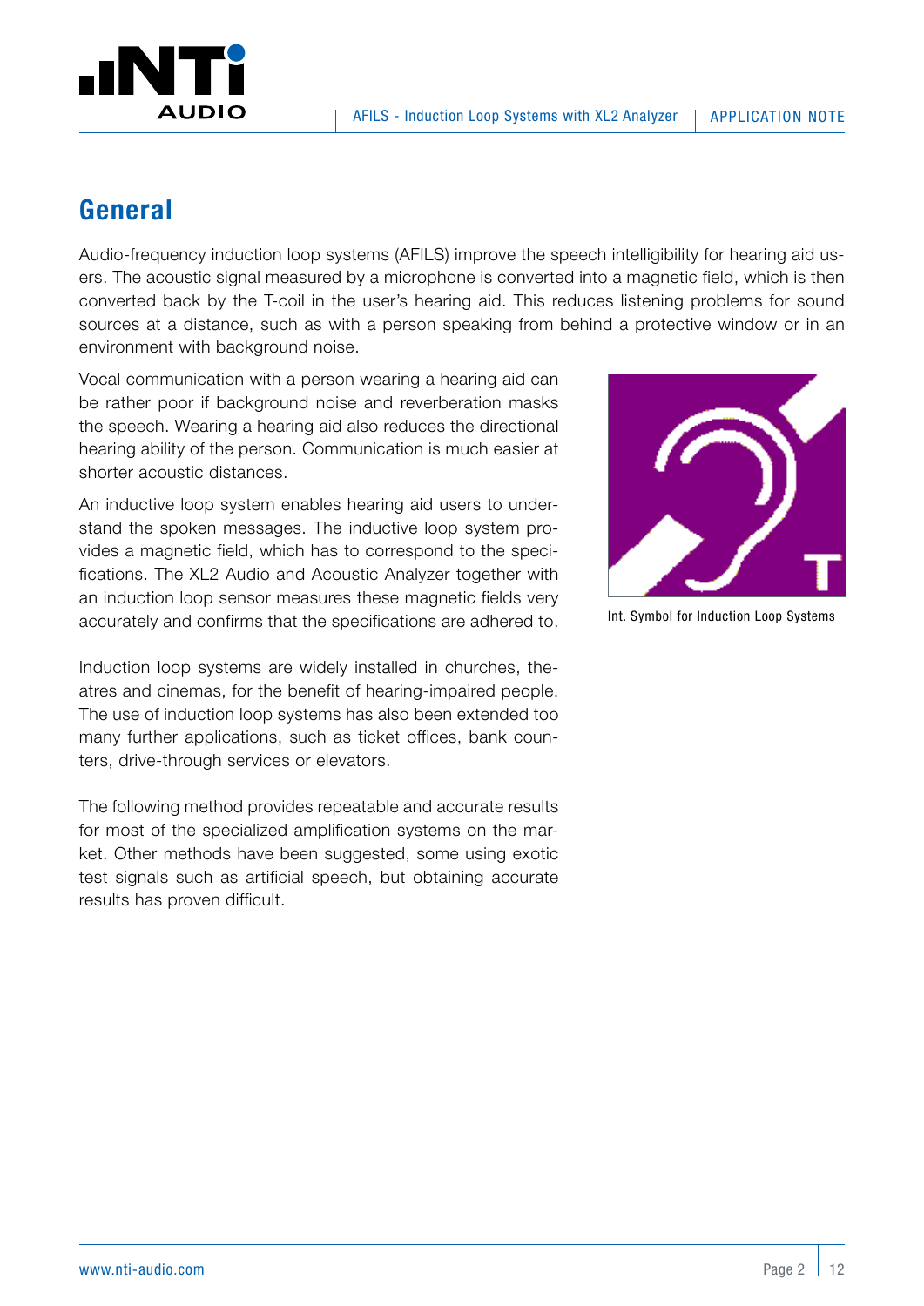# General

Audio-frequency induction loop systems (AFILS) improve the speech intelligibility for hearing aid users. The acoustic signal measured by a microphone is converted into a magnetic field, which is then converted back by the T-coil in the user's hearing aid. This reduces listening problems for sound sources at a distance, such as with a person speaking from behind a protective window or in an environment with background noise.

Vocal communication with a person wearing a hearing aid can be rather poor if background noise and reverberation masks the speech. Wearing a hearing aid also reduces the directional hearing ability of the person. Communication is much easier at shorter acoustic distances.

An inductive loop system enables hearing aid users to understand the spoken messages. The inductive loop system provides a magnetic field, which has to correspond to the specifications. The XL2 Audio and Acoustic Analyzer together with an induction loop sensor measures these magnetic fields very accurately and confirms that the specifications are adhered to.

Int. Symbol for Induction Loop Systems

Induction loop systems are widely installed in churches, theatres and cinemas, for the benefit of hearing-impaired people. The use of induction loop systems has also been extended too many further applications, such as ticket offices, bank counters, drive-through services or elevators.

The following method provides repeatable and accurate results for most of the specialized amplification systems on the market. Other methods have been suggested, some using exotic test signals such as artificial speech, but obtaining accurate results has proven difficult.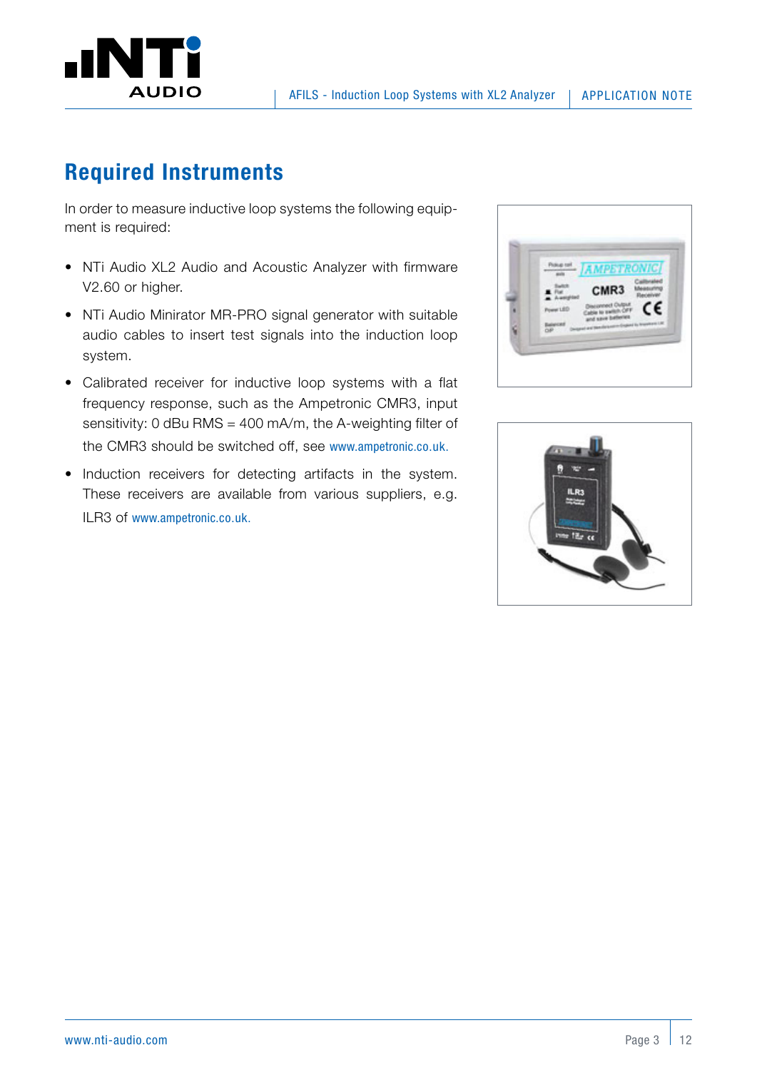## Required Instruments

In order to measure inductive loop systems the following equipment is required:

- NTi Audio XL2 Audio and Acoustic Analyzer with firmware V2.60 or higher.
- NTi Audio Minirator MR-PRO signal generator with suitable audio cables to insert test signals into the induction loop system.
- Calibrated receiver for inductive loop systems with a flat frequency response, such as the Ampetronic CMR3, input sensitivity: 0 dBu RMS = 400 mA/m, the A-weighting filter of the CMR3 should be switched off, see www.ampetronic.co.uk.
- Induction receivers for detecting artifacts in the system. These receivers are available from various suppliers, e.g. ILR3 of www.ampetronic.co.uk.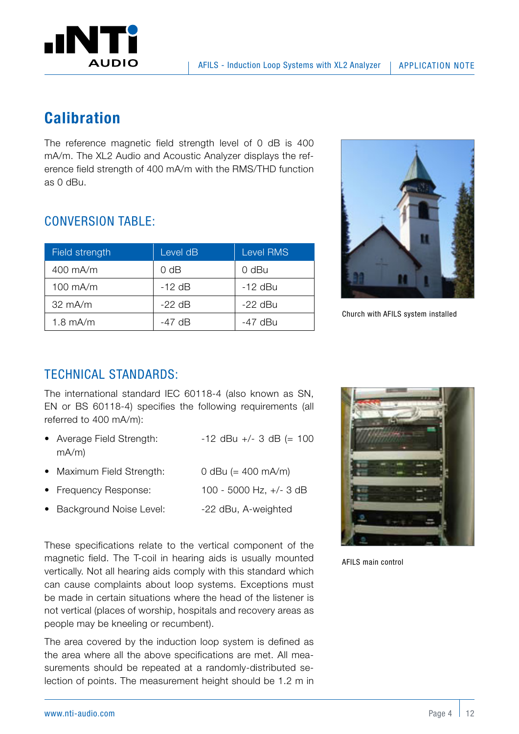## Calibration

The reference magnetic field strength level of 0 dB is 400 mA/m. The XL2 Audio and Acoustic Analyzer displays the reference field strength of 400 mA/m with the RMS/THD function as 0 dBu.

### CONVERSION TABLE:

| Field strength | Level dB | Level RMS |
|---|---|---|
| 400 mA/m | 0 dB | 0 dBu |
| 100 mA/m | -12 dB | -12 dBu |
| 32 mA/m | -22 dB | -22 dBu |
| 1.8 mA/m | -47 dB | -47 dBu |

Church with AFILS system installed

### TECHNICAL STANDARDS:

The international standard IEC 60118-4 (also known as SN, EN or BS 60118-4) specifies the following requirements (all referred to 400 mA/m):

- Average Field Strength: -12 dBu +/- 3 dB (= 100 mA/m)
- Maximum Field Strength: 0 dBu (= 400 mA/m)
- Frequency Response: 100 - 5000 Hz, +/- 3 dB
- Background Noise Level: -22 dBu, A-weighted

These specifications relate to the vertical component of the magnetic field. The T-coil in hearing aids is usually mounted vertically. Not all hearing aids comply with this standard which can cause complaints about loop systems. Exceptions must be made in certain situations where the head of the listener is not vertical (places of worship, hospitals and recovery areas as people may be kneeling or recumbent).

The area covered by the induction loop system is defined as the area where all the above specifications are met. All measurements should be repeated at a randomly-distributed selection of points. The measurement height should be 1.2 m in

AFILS main control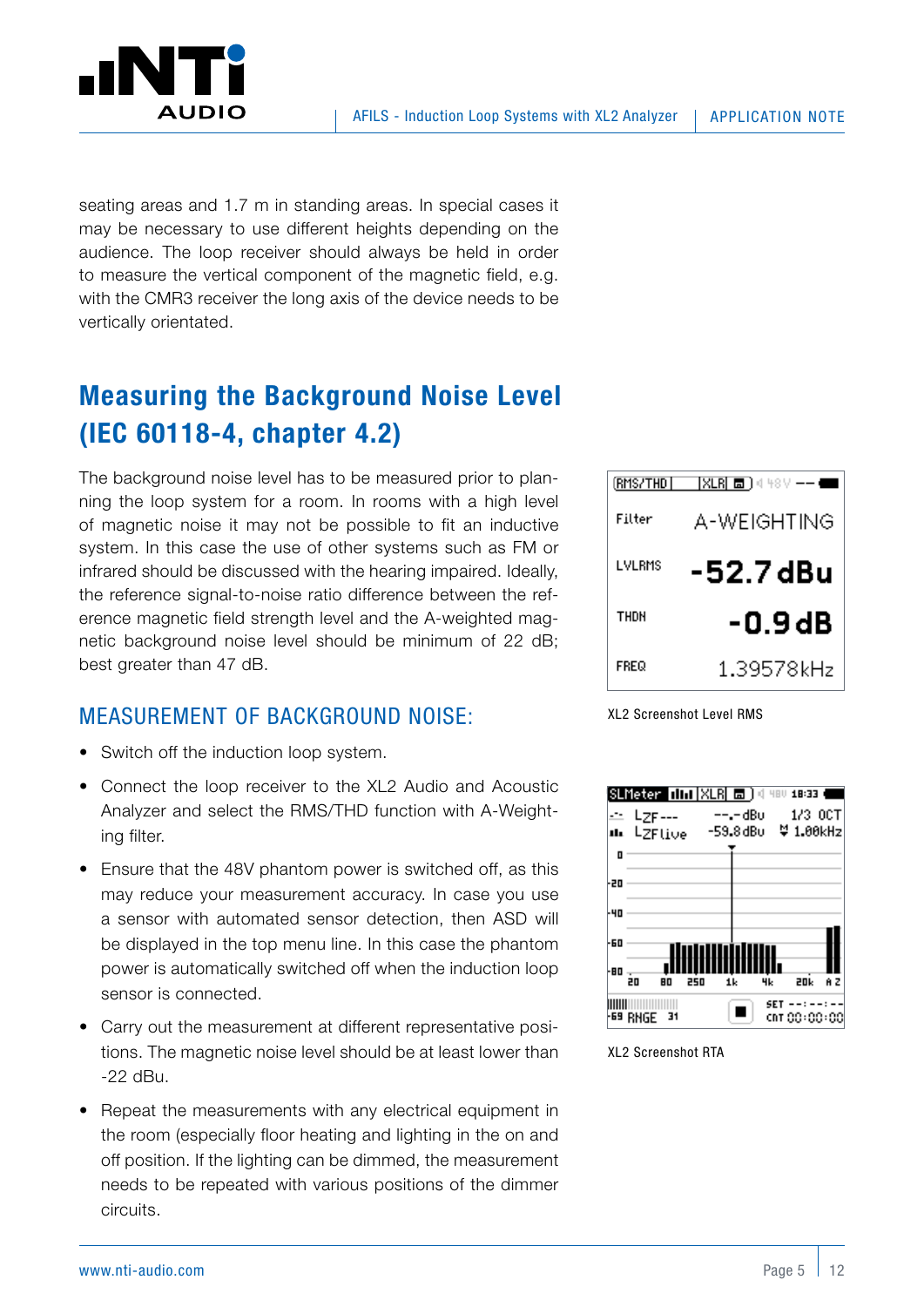seating areas and 1.7 m in standing areas. In special cases it may be necessary to use different heights depending on the audience. The loop receiver should always be held in order to measure the vertical component of the magnetic field, e.g. with the CMR3 receiver the long axis of the device needs to be vertically orientated.

## Measuring the Background Noise Level (IEC 60118-4, chapter 4.2)

The background noise level has to be measured prior to planning the loop system for a room. In rooms with a high level of magnetic noise it may not be possible to fit an inductive system. In this case the use of other systems such as FM or infrared should be discussed with the hearing impaired. Ideally, the reference signal-to-noise ratio difference between the reference magnetic field strength level and the A-weighted magnetic background noise level should be minimum of 22 dB; best greater than 47 dB.

### MEASUREMENT OF BACKGROUND NOISE:

- Switch off the induction loop system.
- Connect the loop receiver to the XL2 Audio and Acoustic Analyzer and select the RMS/THD function with A-Weighting filter.
- Ensure that the 48V phantom power is switched off, as this may reduce your measurement accuracy. In case you use a sensor with automated sensor detection, then ASD will be displayed in the top menu line. In this case the phantom power is automatically switched off when the induction loop sensor is connected.
- Carry out the measurement at different representative positions. The magnetic noise level should be at least lower than -22 dBu.
- Repeat the measurements with any electrical equipment in the room (especially floor heating and lighting in the on and off position. If the lighting can be dimmed, the measurement needs to be repeated with various positions of the dimmer circuits.

XL2 Screenshot Level RMS

XL2 Screenshot RTA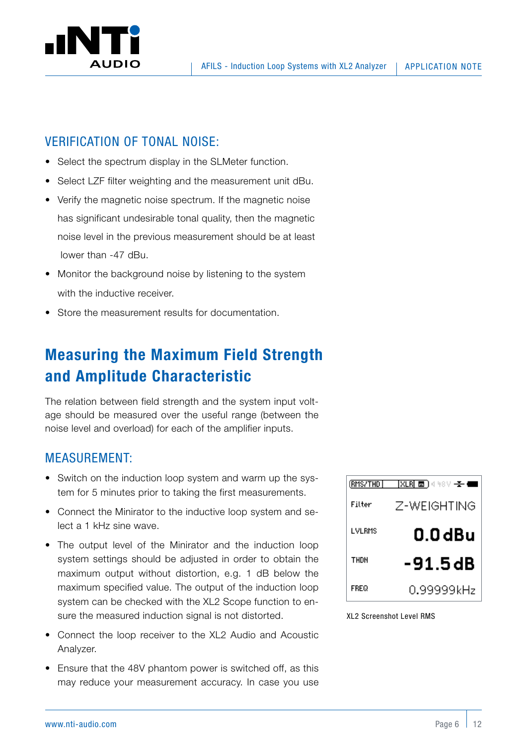### VERIFICATION OF TONAL NOISE:

- Select the spectrum display in the SLMeter function.
- Select LZF filter weighting and the measurement unit dBu.
- Verify the magnetic noise spectrum. If the magnetic noise has significant undesirable tonal quality, then the magnetic noise level in the previous measurement should be at least lower than -47 dBu.
- Monitor the background noise by listening to the system with the inductive receiver.
- Store the measurement results for documentation.

## Measuring the Maximum Field Strength and Amplitude Characteristic

The relation between field strength and the system input voltage should be measured over the useful range (between the noise level and overload) for each of the amplifier inputs.

### MEASUREMENT:

- Switch on the induction loop system and warm up the system for 5 minutes prior to taking the first measurements.
- Connect the Minirator to the inductive loop system and select a 1 kHz sine wave.
- The output level of the Minirator and the induction loop system settings should be adjusted in order to obtain the maximum output without distortion, e.g. 1 dB below the maximum specified value. The output of the induction loop system can be checked with the XL2 Scope function to ensure the measured induction signal is not distorted.
- Connect the loop receiver to the XL2 Audio and Acoustic Analyzer.
- Ensure that the 48V phantom power is switched off, as this may reduce your measurement accuracy. In case you use

| RMS/THD | XLR |
|---|---|
| Filter | Z-WEIGHTING |
| LVLRMS | 0.0 dBu |
| THDN | -91.5 dB |
| FREQ | 0.99999kHz |

XL2 Screenshot Level RMS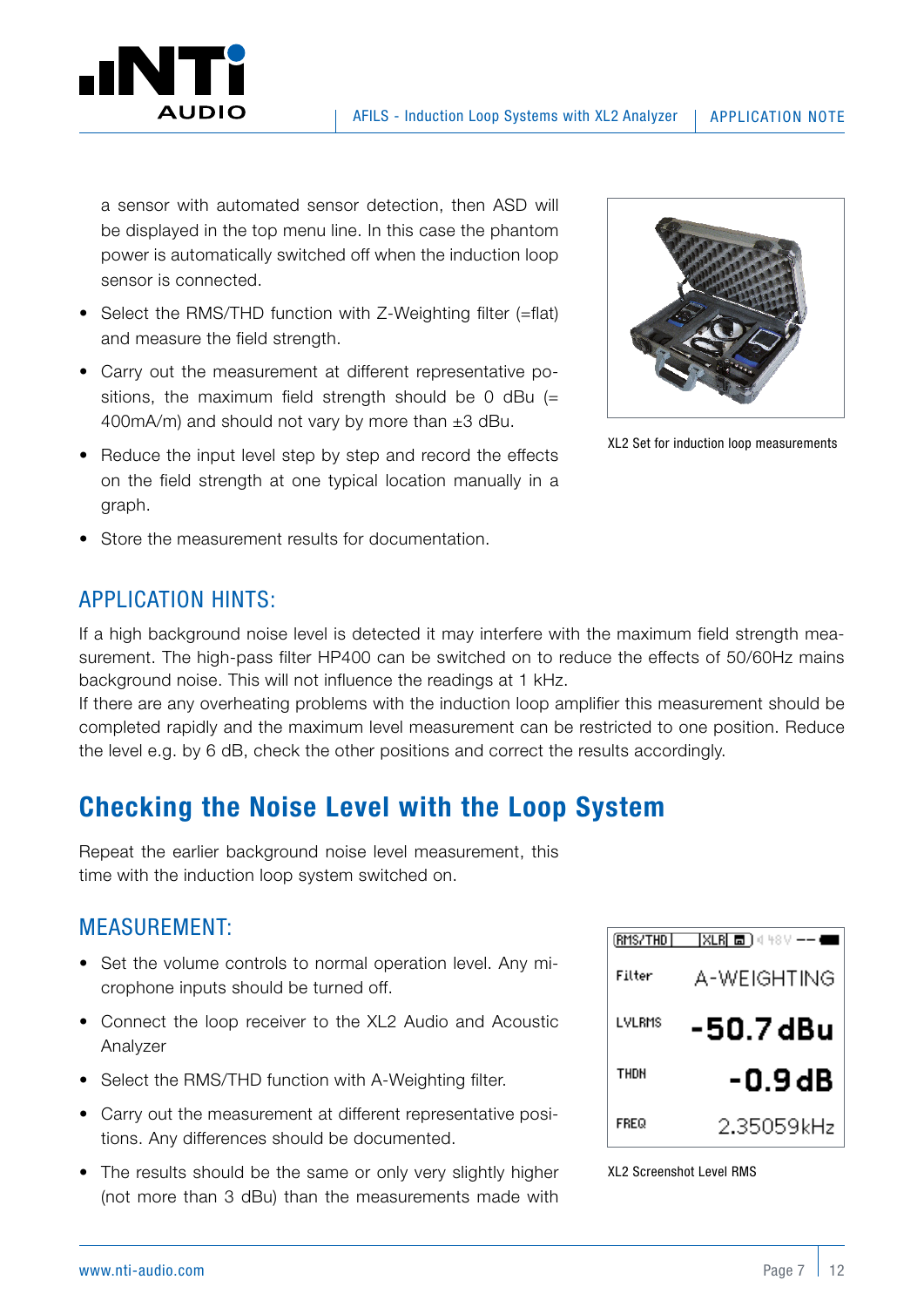a sensor with automated sensor detection, then ASD will be displayed in the top menu line. In this case the phantom power is automatically switched off when the induction loop sensor is connected.

- Select the RMS/THD function with Z-Weighting filter (=flat) and measure the field strength.
- Carry out the measurement at different representative positions, the maximum field strength should be 0 dBu (= 400mA/m) and should not vary by more than ±3 dBu.
- Reduce the input level step by step and record the effects on the field strength at one typical location manually in a graph.
- Store the measurement results for documentation.

XL2 Set for induction loop measurements

## APPLICATION HINTS:

If a high background noise level is detected it may interfere with the maximum field strength measurement. The high-pass filter HP400 can be switched on to reduce the effects of 50/60Hz mains background noise. This will not influence the readings at 1 kHz.
If there are any overheating problems with the induction loop amplifier this measurement should be completed rapidly and the maximum level measurement can be restricted to one position. Reduce the level e.g. by 6 dB, check the other positions and correct the results accordingly.

# Checking the Noise Level with the Loop System

Repeat the earlier background noise level measurement, this time with the induction loop system switched on.

## MEASUREMENT:

- Set the volume controls to normal operation level. Any microphone inputs should be turned off.
- Connect the loop receiver to the XL2 Audio and Acoustic Analyzer
- Select the RMS/THD function with A-Weighting filter.
- Carry out the measurement at different representative positions. Any differences should be documented.
- The results should be the same or only very slightly higher (not more than 3 dBu) than the measurements made with

XL2 Screenshot Level RMS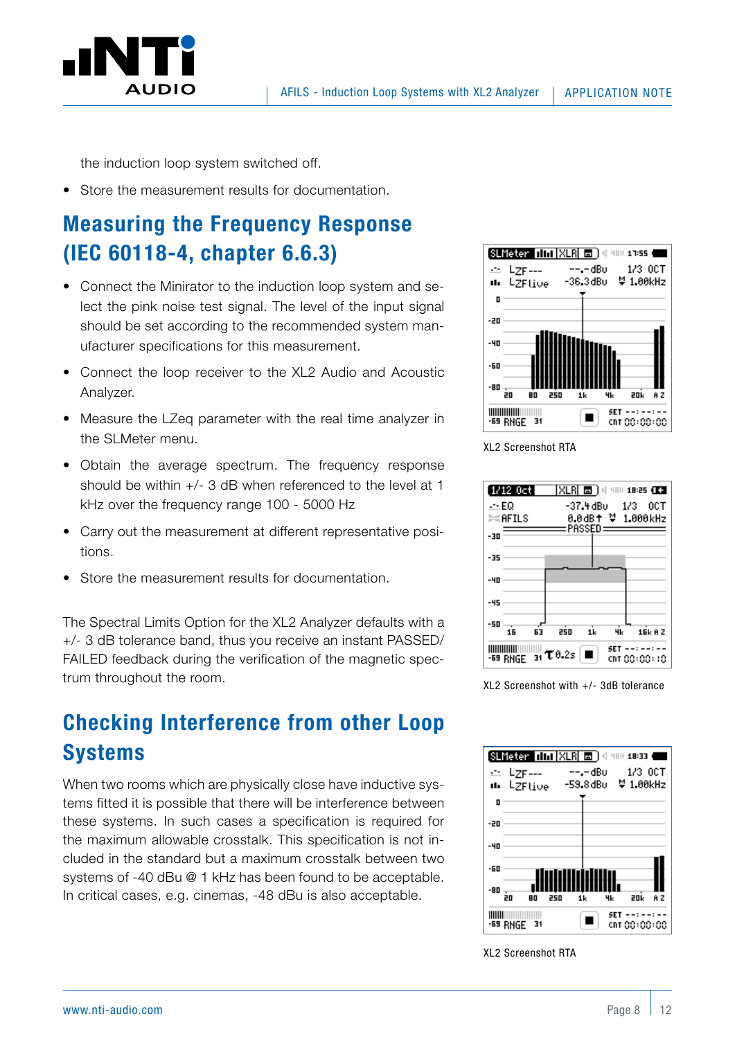the induction loop system switched off.

- Store the measurement results for documentation.

## Measuring the Frequency Response (IEC 60118-4, chapter 6.6.3)

- Connect the Minirator to the induction loop system and select the pink noise test signal. The level of the input signal should be set according to the recommended system manufacturer specifications for this measurement.
- Connect the loop receiver to the XL2 Audio and Acoustic Analyzer.
- Measure the LZeq parameter with the real time analyzer in the SLMeter menu.
- Obtain the average spectrum. The frequency response should be within +/- 3 dB when referenced to the level at 1 kHz over the frequency range 100 - 5000 Hz
- Carry out the measurement at different representative positions.
- Store the measurement results for documentation.

The Spectral Limits Option for the XL2 Analyzer defaults with a +/- 3 dB tolerance band, thus you receive an instant PASSED/ FAILED feedback during the verification of the magnetic spectrum throughout the room.

XL2 Screenshot RTA

XL2 Screenshot with +/- 3dB tolerance

## Checking Interference from other Loop Systems

When two rooms which are physically close have inductive systems fitted it is possible that there will be interference between these systems. In such cases a specification is required for the maximum allowable crosstalk. This specification is not included in the standard but a maximum crosstalk between two systems of -40 dBu @ 1 kHz has been found to be acceptable. In critical cases, e.g. cinemas, -48 dBu is also acceptable.

XL2 Screenshot RTA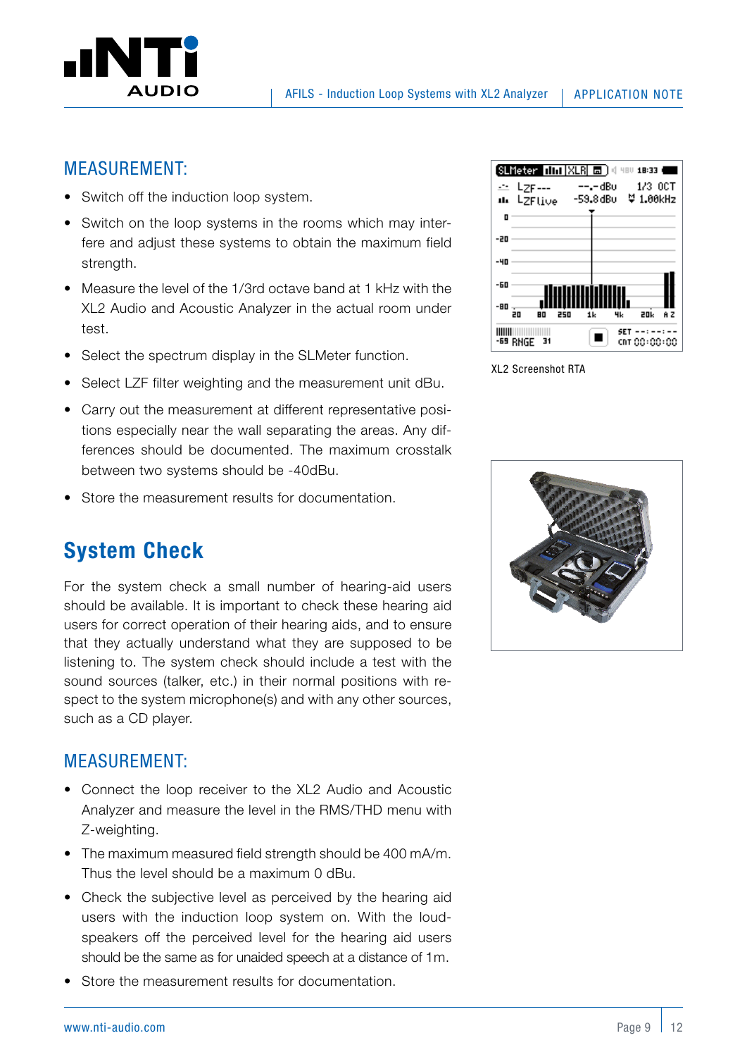## MEASUREMENT:

- Switch off the induction loop system.
- Switch on the loop systems in the rooms which may interfere and adjust these systems to obtain the maximum field strength.
- Measure the level of the 1/3rd octave band at 1 kHz with the XL2 Audio and Acoustic Analyzer in the actual room under test.
- Select the spectrum display in the SLMeter function.
- Select LZF filter weighting and the measurement unit dBu.
- Carry out the measurement at different representative positions especially near the wall separating the areas. Any differences should be documented. The maximum crosstalk between two systems should be -40dBu.
- Store the measurement results for documentation.

XL2 Screenshot RTA

# System Check

For the system check a small number of hearing-aid users should be available. It is important to check these hearing aid users for correct operation of their hearing aids, and to ensure that they actually understand what they are supposed to be listening to. The system check should include a test with the sound sources (talker, etc.) in their normal positions with respect to the system microphone(s) and with any other sources, such as a CD player.

## MEASUREMENT:

- Connect the loop receiver to the XL2 Audio and Acoustic Analyzer and measure the level in the RMS/THD menu with Z-weighting.
- The maximum measured field strength should be 400 mA/m. Thus the level should be a maximum 0 dBu.
- Check the subjective level as perceived by the hearing aid users with the induction loop system on. With the loudspeakers off the perceived level for the hearing aid users should be the same as for unaided speech at a distance of 1m.
- Store the measurement results for documentation.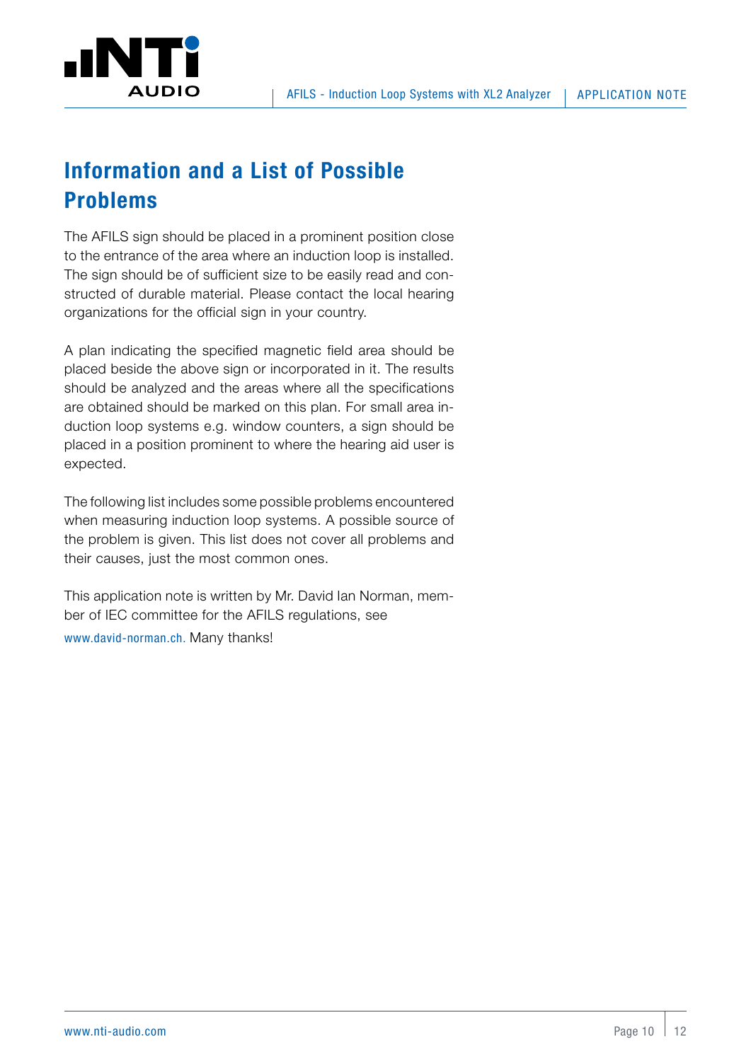# Information and a List of Possible Problems

The AFILS sign should be placed in a prominent position close to the entrance of the area where an induction loop is installed. The sign should be of sufficient size to be easily read and constructed of durable material. Please contact the local hearing organizations for the official sign in your country.

A plan indicating the specified magnetic field area should be placed beside the above sign or incorporated in it. The results should be analyzed and the areas where all the specifications are obtained should be marked on this plan. For small area induction loop systems e.g. window counters, a sign should be placed in a position prominent to where the hearing aid user is expected.

The following list includes some possible problems encountered when measuring induction loop systems. A possible source of the problem is given. This list does not cover all problems and their causes, just the most common ones.

This application note is written by Mr. David Ian Norman, member of IEC committee for the AFILS regulations, see www.david-norman.ch. Many thanks!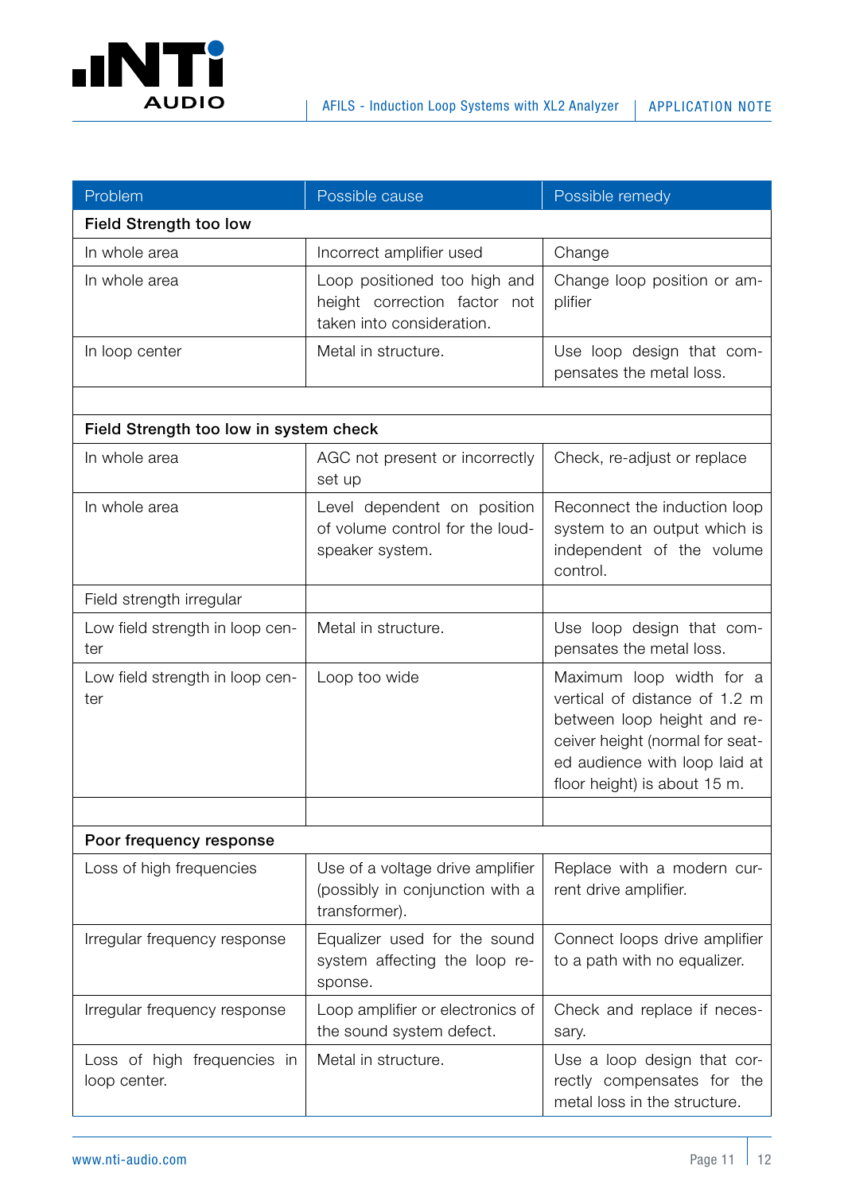| Problem | Possible cause | Possible remedy |
|---|---|---|
| **Field Strength too low** | | |
| In whole area | Incorrect amplifier used | Change |
| In whole area | Loop positioned too high and height correction factor not taken into consideration. | Change loop position or amplifier |
| In loop center | Metal in structure. | Use loop design that compensates the metal loss. |
| | | |
| **Field Strength too low in system check** | | |
| In whole area | AGC not present or incorrectly set up | Check, re-adjust or replace |
| In whole area | Level dependent on position of volume control for the loudspeaker system. | Reconnect the induction loop system to an output which is independent of the volume control. |
| Field strength irregular | | |
| Low field strength in loop center | Metal in structure. | Use loop design that compensates the metal loss. |
| Low field strength in loop center | Loop too wide | Maximum loop width for a vertical of distance of 1.2 m between loop height and receiver height (normal for seated audience with loop laid at floor height) is about 15 m. |
| | | |
| **Poor frequency response** | | |
| Loss of high frequencies | Use of a voltage drive amplifier (possibly in conjunction with a transformer). | Replace with a modern current drive amplifier. |
| Irregular frequency response | Equalizer used for the sound system affecting the loop response. | Connect loops drive amplifier to a path with no equalizer. |
| Irregular frequency response | Loop amplifier or electronics of the sound system defect. | Check and replace if necessary. |
| Loss of high frequencies in loop center. | Metal in structure. | Use a loop design that correctly compensates for the metal loss in the structure. |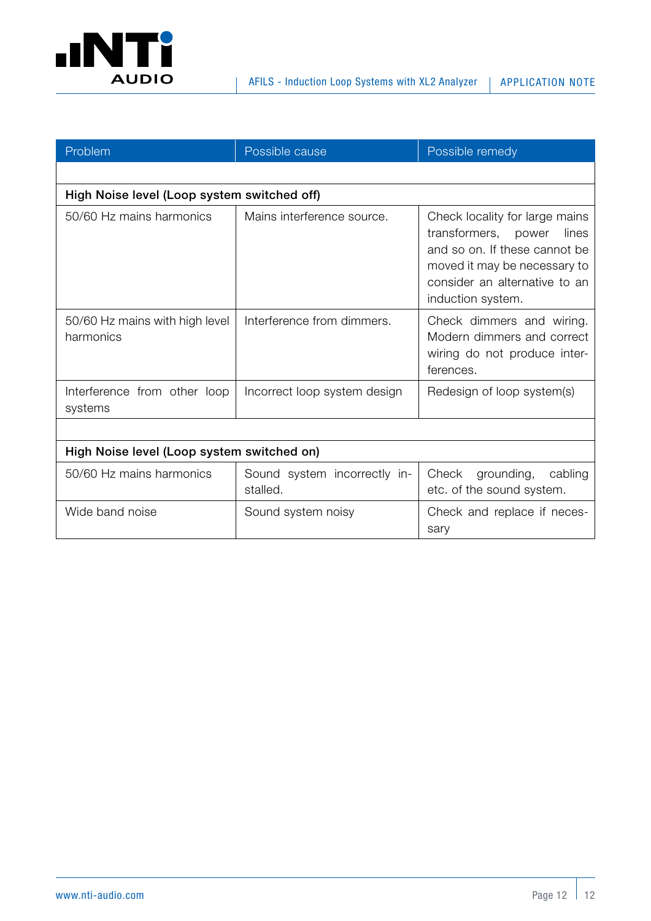| Problem | Possible cause | Possible remedy |
|---|---|---|
| | | |
| **High Noise level (Loop system switched off)** | | |
| 50/60 Hz mains harmonics | Mains interference source. | Check locality for large mains transformers, power lines and so on. If these cannot be moved it may be necessary to consider an alternative to an induction system. |
| 50/60 Hz mains with high level harmonics | Interference from dimmers. | Check dimmers and wiring. Modern dimmers and correct wiring do not produce interferences. |
| Interference from other loop systems | Incorrect loop system design | Redesign of loop system(s) |
| | | |
| **High Noise level (Loop system switched on)** | | |
| 50/60 Hz mains harmonics | Sound system incorrectly installed. | Check grounding, cabling etc. of the sound system. |
| Wide band noise | Sound system noisy | Check and replace if necessary |